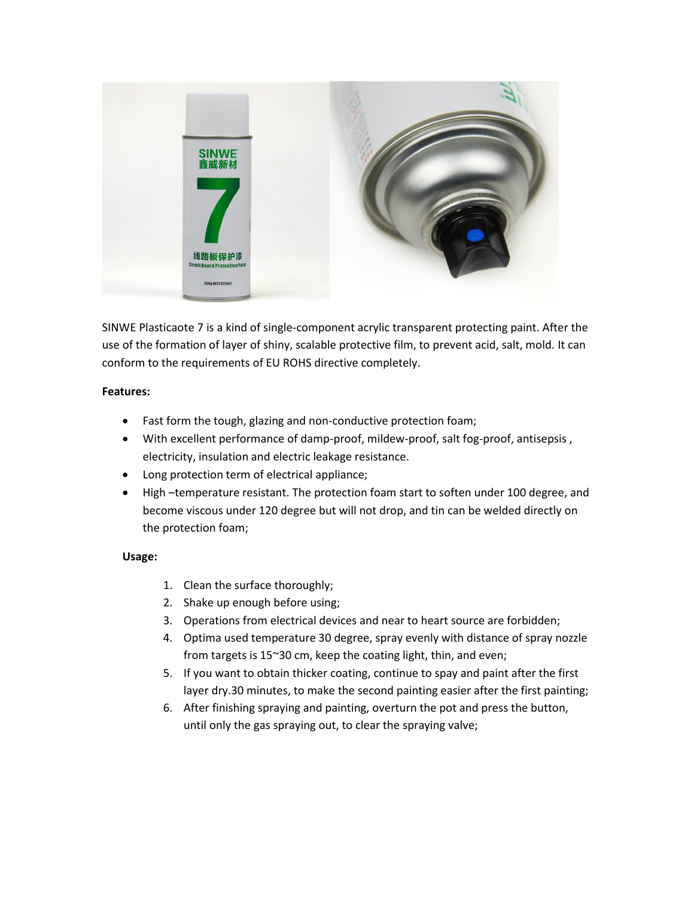SINWE Plasticaote 7 is a kind of single-component acrylic transparent protecting paint. After the use of the formation of layer of shiny, scalable protective film, to prevent acid, salt, mold. It can conform to the requirements of EU ROHS directive completely.

**Features:**

- Fast form the tough, glazing and non-conductive protection foam;
- With excellent performance of damp-proof, mildew-proof, salt fog-proof, antisepsis , electricity, insulation and electric leakage resistance.
- Long protection term of electrical appliance;
- High –temperature resistant. The protection foam start to soften under 100 degree, and become viscous under 120 degree but will not drop, and tin can be welded directly on the protection foam;

**Usage:**

1. Clean the surface thoroughly;
2. Shake up enough before using;
3. Operations from electrical devices and near to heart source are forbidden;
4. Optima used temperature 30 degree, spray evenly with distance of spray nozzle from targets is 15~30 cm, keep the coating light, thin, and even;
5. If you want to obtain thicker coating, continue to spay and paint after the first layer dry.30 minutes, to make the second painting easier after the first painting;
6. After finishing spraying and painting, overturn the pot and press the button, until only the gas spraying out, to clear the spraying valve;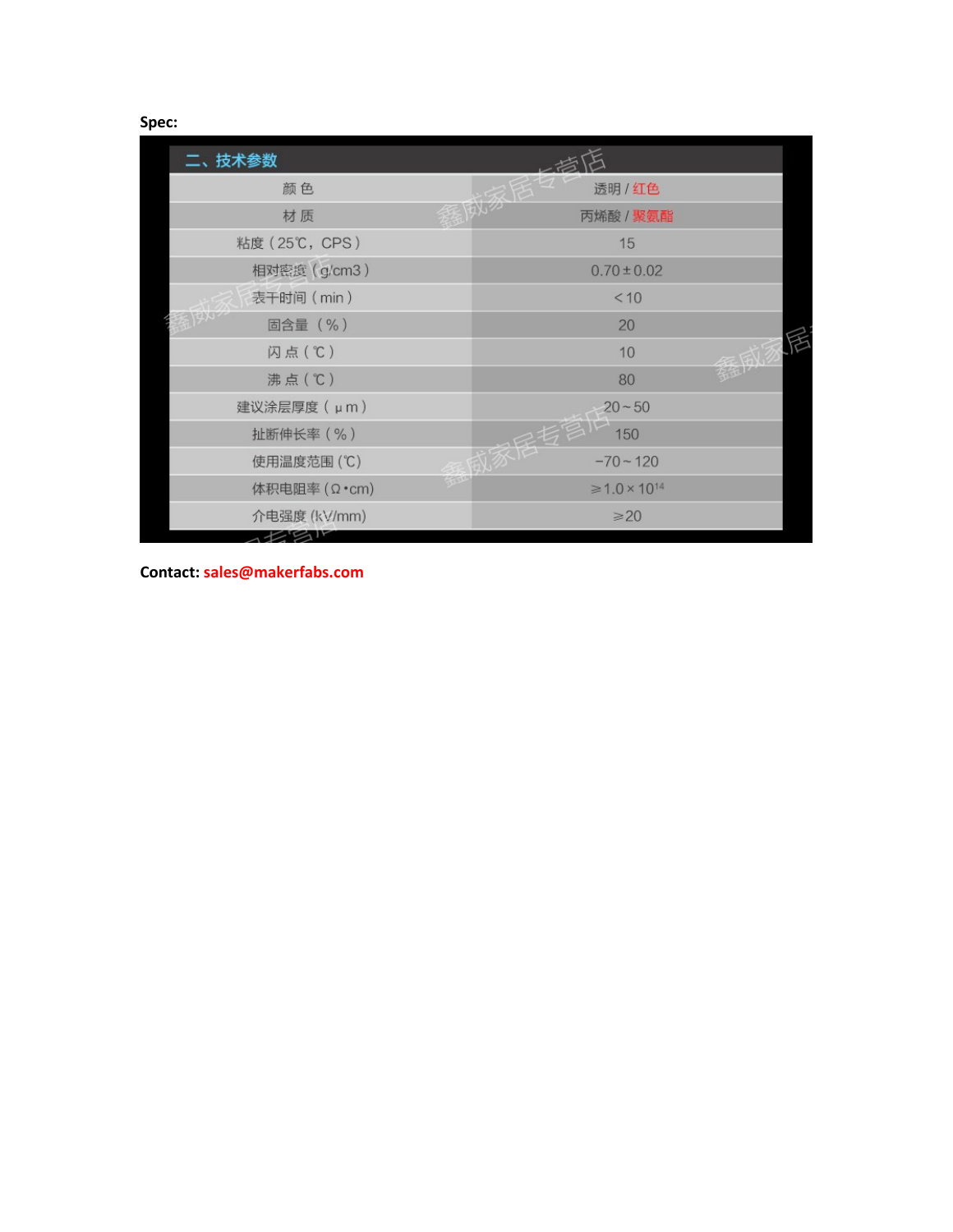**Spec:**

**二、技术参数**

| | |
|---|---|
| 颜 色 | 透明 / 红色 |
| 材 质 | 丙烯酸 / 聚氨酯 |
| 粘度（25℃，CPS） | 15 |
| 相对密度（g/cm3） | 0.70±0.02 |
| 表干时间（min） | ＜10 |
| 固含量 （%） | 20 |
| 闪 点（℃） | 10 |
| 沸 点（℃） | 80 |
| 建议涂层厚度（μm） | 20~50 |
| 扯断伸长率（%） | 150 |
| 使用温度范围（℃） | -70~120 |
| 体积电阻率（Ω•cm） | ≥$1.0×10^{14}$ |
| 介电强度 (kV/mm) | ≥20 |

**Contact:** sales@makerfabs.com